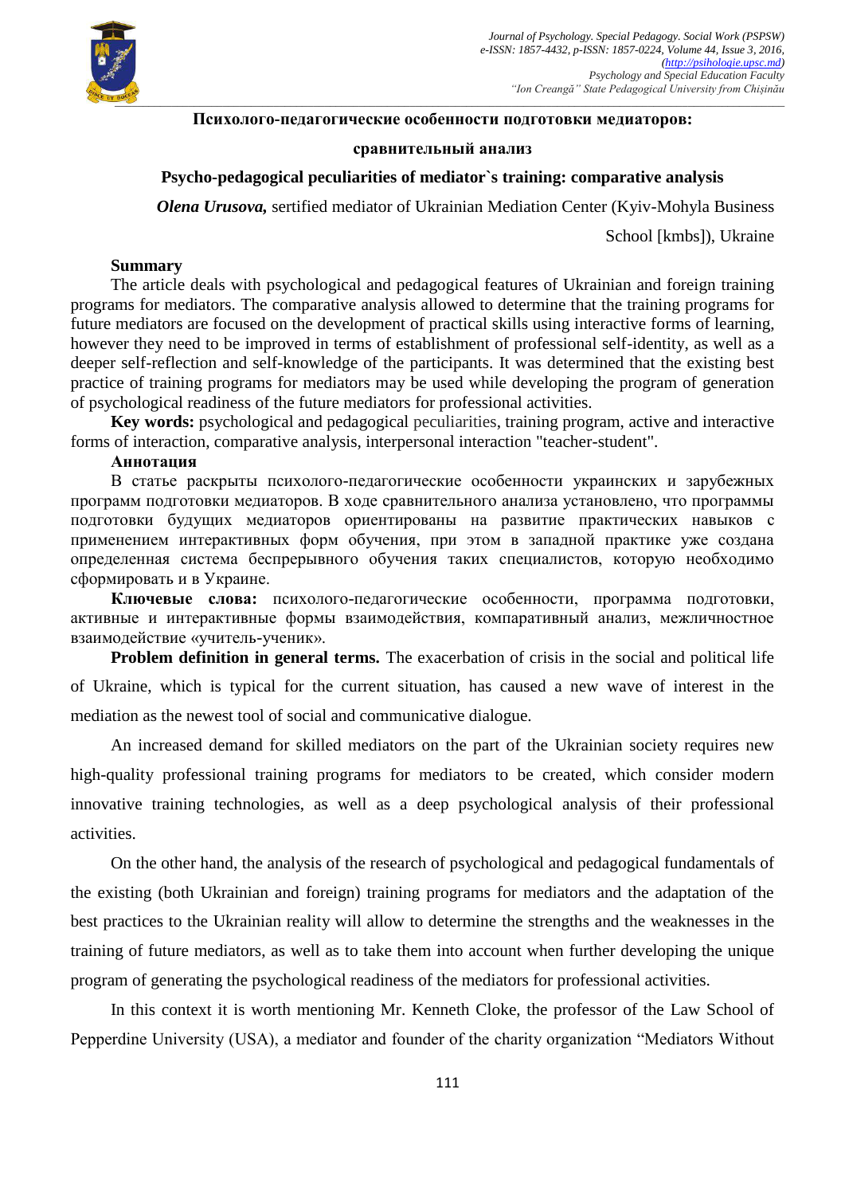# Психолого-педагогические особенности подготовки медиаторов: сравнительный анализ

# Psycho-pedagogical peculiarities of mediator`s training: comparative analysis

***Olena Urusova,*** sertified mediator of Ukrainian Mediation Center (Kyiv-Mohyla Business School [kmbs]), Ukraine

**Summary**

The article deals with psychological and pedagogical features of Ukrainian and foreign training programs for mediators. The comparative analysis allowed to determine that the training programs for future mediators are focused on the development of practical skills using interactive forms of learning, however they need to be improved in terms of establishment of professional self-identity, as well as a deeper self-reflection and self-knowledge of the participants. It was determined that the existing best practice of training programs for mediators may be used while developing the program of generation of psychological readiness of the future mediators for professional activities.

**Key words:** psychological and pedagogical peculiarities, training program, active and interactive forms of interaction, comparative analysis, interpersonal interaction "teacher-student".

**Аннотация**

В статье раскрыты психолого-педагогические особенности украинских и зарубежных программ подготовки медиаторов. В ходе сравнительного анализа установлено, что программы подготовки будущих медиаторов ориентированы на развитие практических навыков с применением интерактивных форм обучения, при этом в западной практике уже создана определенная система беспрерывного обучения таких специалистов, которую необходимо сформировать и в Украине.

**Ключевые слова:** психолого-педагогические особенности, программа подготовки, активные и интерактивные формы взаимодействия, компаративный анализ, межличностное взаимодействие «учитель-ученик».

**Problem definition in general terms.** The exacerbation of crisis in the social and political life of Ukraine, which is typical for the current situation, has caused a new wave of interest in the mediation as the newest tool of social and communicative dialogue.

An increased demand for skilled mediators on the part of the Ukrainian society requires new high-quality professional training programs for mediators to be created, which consider modern innovative training technologies, as well as a deep psychological analysis of their professional activities.

On the other hand, the analysis of the research of psychological and pedagogical fundamentals of the existing (both Ukrainian and foreign) training programs for mediators and the adaptation of the best practices to the Ukrainian reality will allow to determine the strengths and the weaknesses in the training of future mediators, as well as to take them into account when further developing the unique program of generating the psychological readiness of the mediators for professional activities.

In this context it is worth mentioning Mr. Kenneth Cloke, the professor of the Law School of Pepperdine University (USA), a mediator and founder of the charity organization “Mediators Without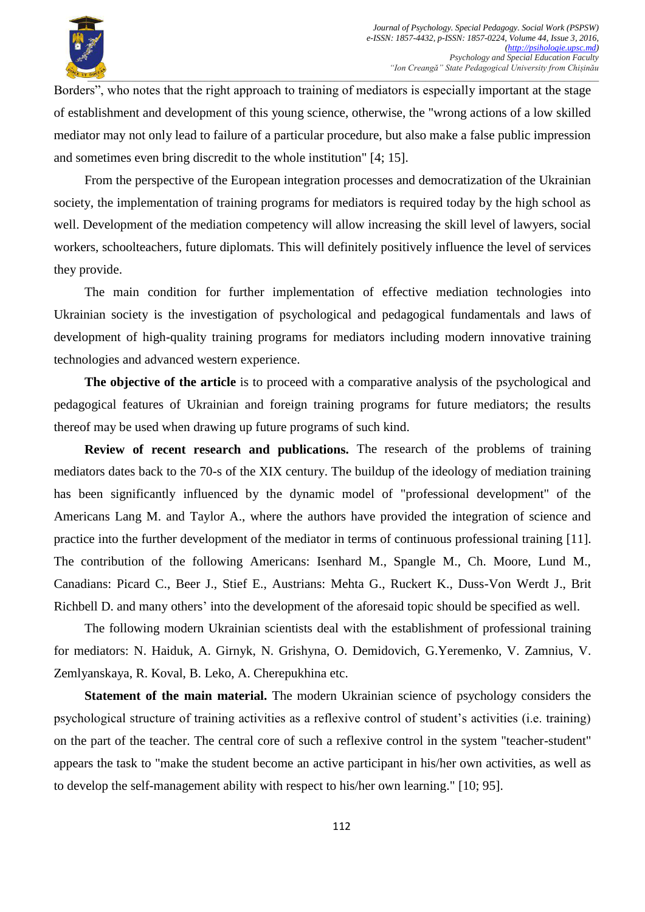Borders", who notes that the right approach to training of mediators is especially important at the stage of establishment and development of this young science, otherwise, the "wrong actions of a low skilled mediator may not only lead to failure of a particular procedure, but also make a false public impression and sometimes even bring discredit to the whole institution" [4; 15].

From the perspective of the European integration processes and democratization of the Ukrainian society, the implementation of training programs for mediators is required today by the high school as well. Development of the mediation competency will allow increasing the skill level of lawyers, social workers, schoolteachers, future diplomats. This will definitely positively influence the level of services they provide.

The main condition for further implementation of effective mediation technologies into Ukrainian society is the investigation of psychological and pedagogical fundamentals and laws of development of high-quality training programs for mediators including modern innovative training technologies and advanced western experience.

**The objective of the article** is to proceed with a comparative analysis of the psychological and pedagogical features of Ukrainian and foreign training programs for future mediators; the results thereof may be used when drawing up future programs of such kind.

**Review of recent research and publications.** The research of the problems of training mediators dates back to the 70-s of the XIX century. The buildup of the ideology of mediation training has been significantly influenced by the dynamic model of "professional development" of the Americans Lang M. and Taylor A., where the authors have provided the integration of science and practice into the further development of the mediator in terms of continuous professional training [11]. The contribution of the following Americans: Isenhard M., Spangle M., Ch. Moore, Lund M., Canadians: Picard C., Beer J., Stief E., Austrians: Mehta G., Ruckert K., Duss-Von Werdt J., Brit Richbell D. and many others' into the development of the aforesaid topic should be specified as well.

The following modern Ukrainian scientists deal with the establishment of professional training for mediators: N. Haiduk, A. Girnyk, N. Grishyna, O. Demidovich, G.Yeremenko, V. Zamnius, V. Zemlyanskaya, R. Koval, B. Leko, A. Cherepukhina etc.

**Statement of the main material.** The modern Ukrainian science of psychology considers the psychological structure of training activities as a reflexive control of student's activities (i.e. training) on the part of the teacher. The central core of such a reflexive control in the system "teacher-student" appears the task to "make the student become an active participant in his/her own activities, as well as to develop the self-management ability with respect to his/her own learning." [10; 95].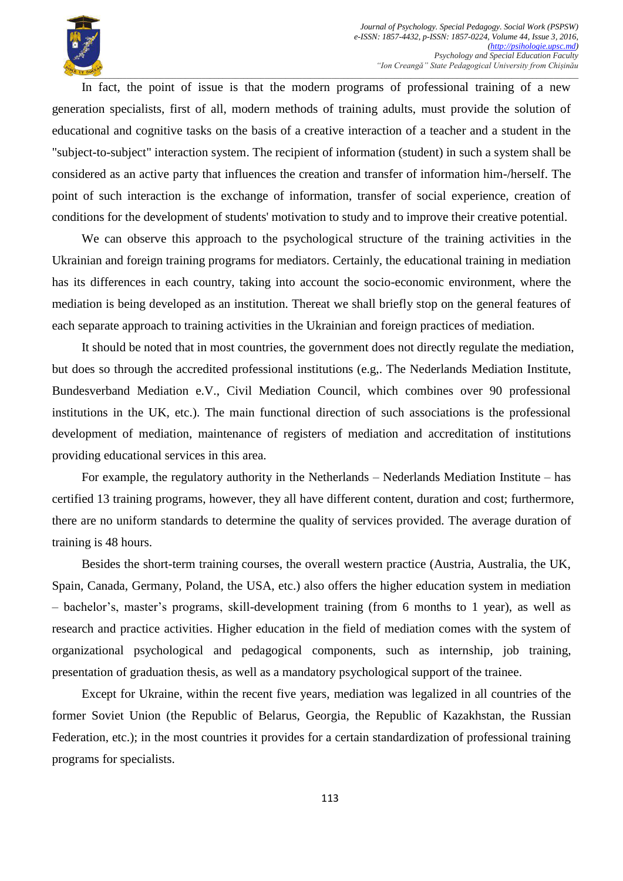In fact, the point of issue is that the modern programs of professional training of a new generation specialists, first of all, modern methods of training adults, must provide the solution of educational and cognitive tasks on the basis of a creative interaction of a teacher and a student in the "subject-to-subject" interaction system. The recipient of information (student) in such a system shall be considered as an active party that influences the creation and transfer of information him-/herself. The point of such interaction is the exchange of information, transfer of social experience, creation of conditions for the development of students' motivation to study and to improve their creative potential.

We can observe this approach to the psychological structure of the training activities in the Ukrainian and foreign training programs for mediators. Certainly, the educational training in mediation has its differences in each country, taking into account the socio-economic environment, where the mediation is being developed as an institution. Thereat we shall briefly stop on the general features of each separate approach to training activities in the Ukrainian and foreign practices of mediation.

It should be noted that in most countries, the government does not directly regulate the mediation, but does so through the accredited professional institutions (e.g,. The Nederlands Mediation Institute, Bundesverband Mediation e.V., Civil Mediation Council, which combines over 90 professional institutions in the UK, etc.). The main functional direction of such associations is the professional development of mediation, maintenance of registers of mediation and accreditation of institutions providing educational services in this area.

For example, the regulatory authority in the Netherlands – Nederlands Mediation Institute – has certified 13 training programs, however, they all have different content, duration and cost; furthermore, there are no uniform standards to determine the quality of services provided. The average duration of training is 48 hours.

Besides the short-term training courses, the overall western practice (Austria, Australia, the UK, Spain, Canada, Germany, Poland, the USA, etc.) also offers the higher education system in mediation – bachelor's, master's programs, skill-development training (from 6 months to 1 year), as well as research and practice activities. Higher education in the field of mediation comes with the system of organizational psychological and pedagogical components, such as internship, job training, presentation of graduation thesis, as well as a mandatory psychological support of the trainee.

Except for Ukraine, within the recent five years, mediation was legalized in all countries of the former Soviet Union (the Republic of Belarus, Georgia, the Republic of Kazakhstan, the Russian Federation, etc.); in the most countries it provides for a certain standardization of professional training programs for specialists.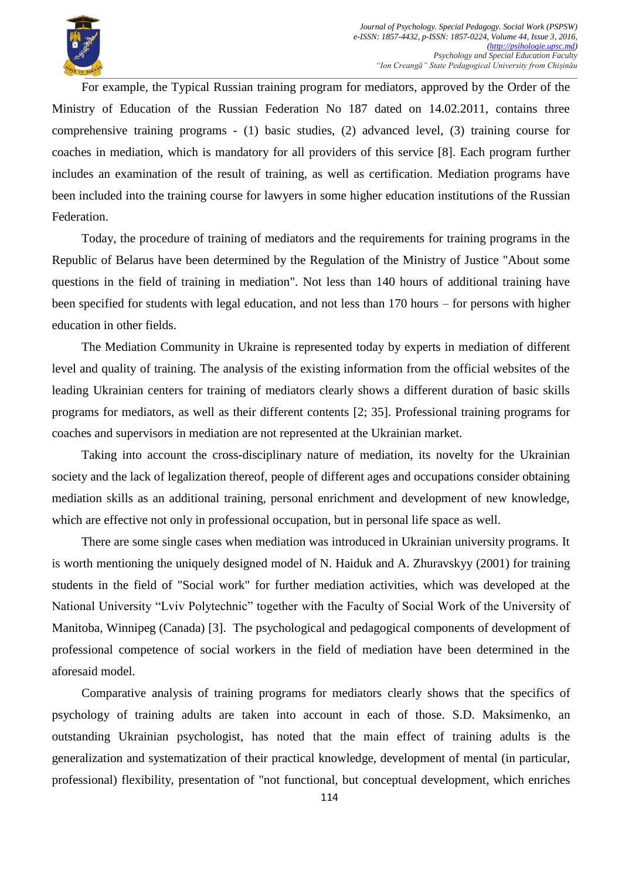For example, the Typical Russian training program for mediators, approved by the Order of the Ministry of Education of the Russian Federation No 187 dated on 14.02.2011, contains three comprehensive training programs - (1) basic studies, (2) advanced level, (3) training course for coaches in mediation, which is mandatory for all providers of this service [8]. Each program further includes an examination of the result of training, as well as certification. Mediation programs have been included into the training course for lawyers in some higher education institutions of the Russian Federation.

Today, the procedure of training of mediators and the requirements for training programs in the Republic of Belarus have been determined by the Regulation of the Ministry of Justice "About some questions in the field of training in mediation". Not less than 140 hours of additional training have been specified for students with legal education, and not less than 170 hours – for persons with higher education in other fields.

The Mediation Community in Ukraine is represented today by experts in mediation of different level and quality of training. The analysis of the existing information from the official websites of the leading Ukrainian centers for training of mediators clearly shows a different duration of basic skills programs for mediators, as well as their different contents [2; 35]. Professional training programs for coaches and supervisors in mediation are not represented at the Ukrainian market.

Taking into account the cross-disciplinary nature of mediation, its novelty for the Ukrainian society and the lack of legalization thereof, people of different ages and occupations consider obtaining mediation skills as an additional training, personal enrichment and development of new knowledge, which are effective not only in professional occupation, but in personal life space as well.

There are some single cases when mediation was introduced in Ukrainian university programs. It is worth mentioning the uniquely designed model of N. Haiduk and A. Zhuravskyy (2001) for training students in the field of "Social work" for further mediation activities, which was developed at the National University “Lviv Polytechnic” together with the Faculty of Social Work of the University of Manitoba, Winnipeg (Canada) [3]. The psychological and pedagogical components of development of professional competence of social workers in the field of mediation have been determined in the aforesaid model.

Comparative analysis of training programs for mediators clearly shows that the specifics of psychology of training adults are taken into account in each of those. S.D. Maksimenko, an outstanding Ukrainian psychologist, has noted that the main effect of training adults is the generalization and systematization of their practical knowledge, development of mental (in particular, professional) flexibility, presentation of "not functional, but conceptual development, which enriches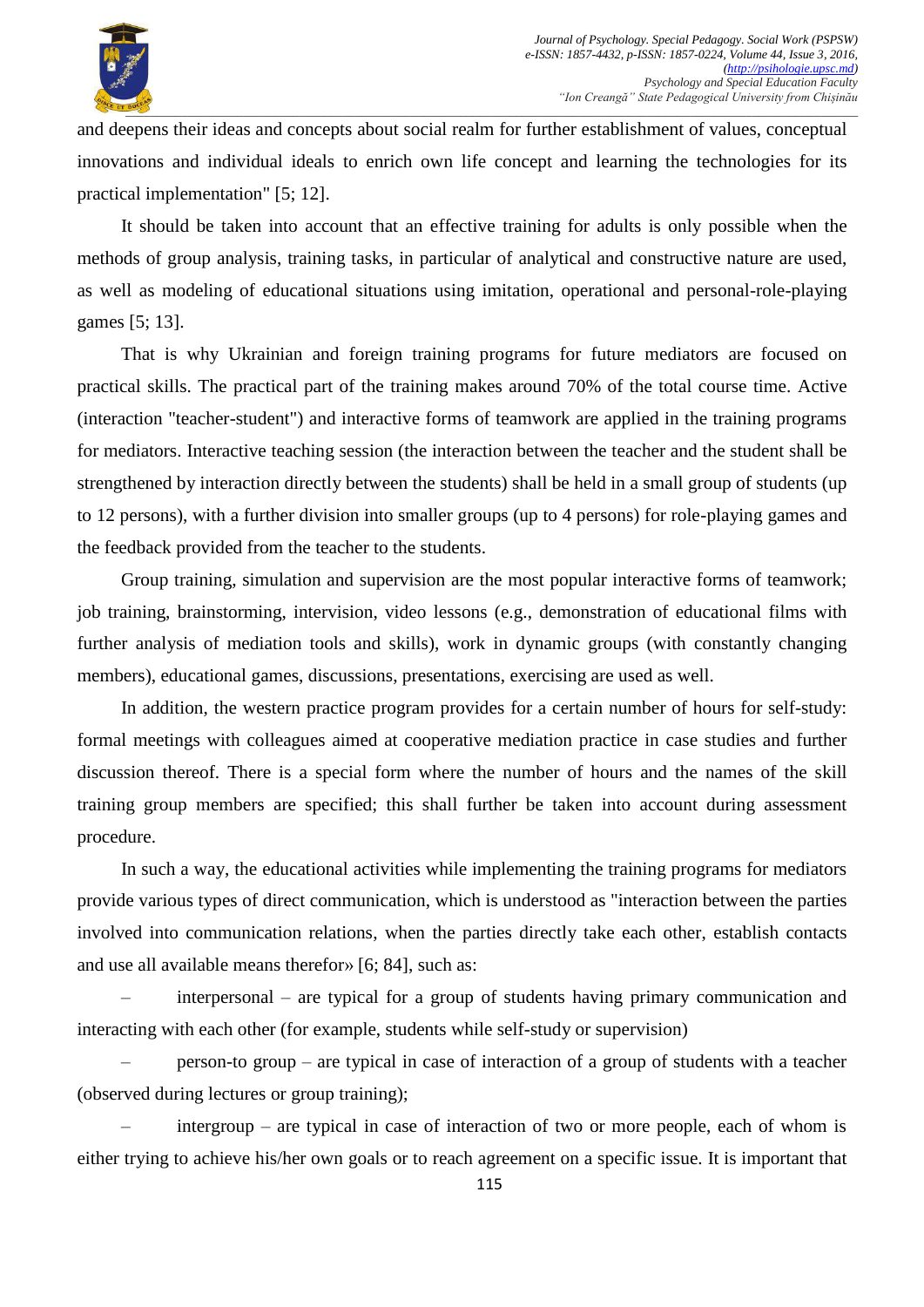and deepens their ideas and concepts about social realm for further establishment of values, conceptual innovations and individual ideals to enrich own life concept and learning the technologies for its practical implementation" [5; 12].

It should be taken into account that an effective training for adults is only possible when the methods of group analysis, training tasks, in particular of analytical and constructive nature are used, as well as modeling of educational situations using imitation, operational and personal-role-playing games [5; 13].

That is why Ukrainian and foreign training programs for future mediators are focused on practical skills. The practical part of the training makes around 70% of the total course time. Active (interaction "teacher-student") and interactive forms of teamwork are applied in the training programs for mediators. Interactive teaching session (the interaction between the teacher and the student shall be strengthened by interaction directly between the students) shall be held in a small group of students (up to 12 persons), with a further division into smaller groups (up to 4 persons) for role-playing games and the feedback provided from the teacher to the students.

Group training, simulation and supervision are the most popular interactive forms of teamwork; job training, brainstorming, intervision, video lessons (e.g., demonstration of educational films with further analysis of mediation tools and skills), work in dynamic groups (with constantly changing members), educational games, discussions, presentations, exercising are used as well.

In addition, the western practice program provides for a certain number of hours for self-study: formal meetings with colleagues aimed at cooperative mediation practice in case studies and further discussion thereof. There is a special form where the number of hours and the names of the skill training group members are specified; this shall further be taken into account during assessment procedure.

In such a way, the educational activities while implementing the training programs for mediators provide various types of direct communication, which is understood as "interaction between the parties involved into communication relations, when the parties directly take each other, establish contacts and use all available means therefor» [6; 84], such as:

– interpersonal – are typical for a group of students having primary communication and interacting with each other (for example, students while self-study or supervision)

– person-to group – are typical in case of interaction of a group of students with a teacher (observed during lectures or group training);

– intergroup – are typical in case of interaction of two or more people, each of whom is either trying to achieve his/her own goals or to reach agreement on a specific issue. It is important that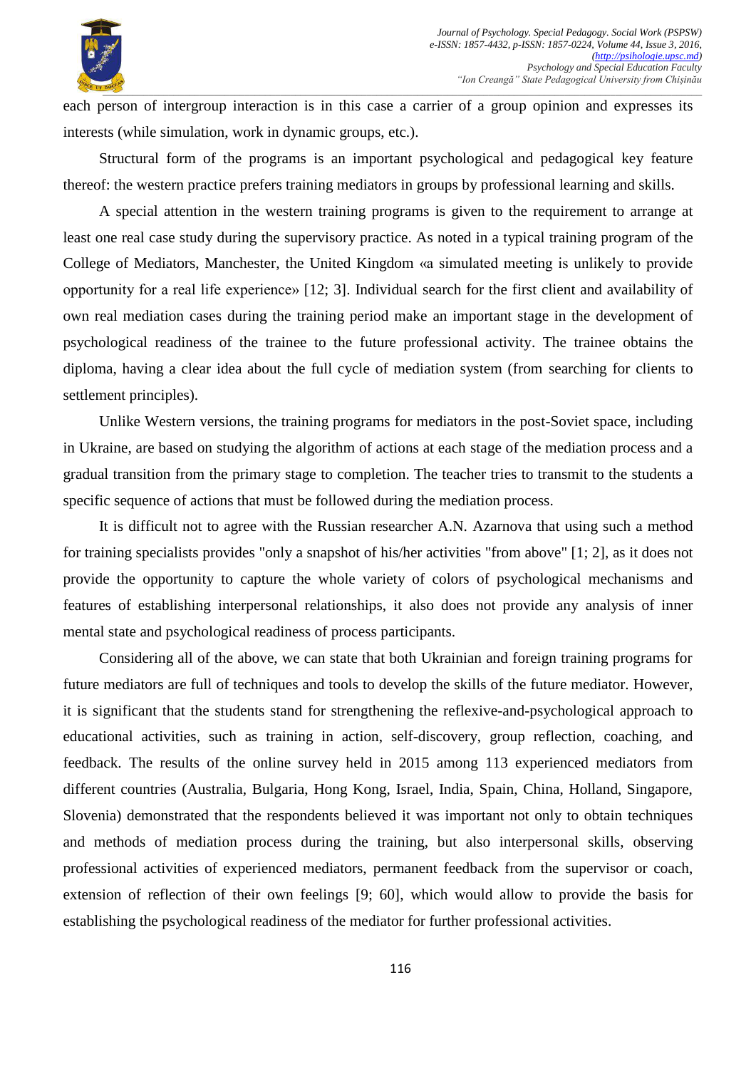each person of intergroup interaction is in this case a carrier of a group opinion and expresses its interests (while simulation, work in dynamic groups, etc.).

Structural form of the programs is an important psychological and pedagogical key feature thereof: the western practice prefers training mediators in groups by professional learning and skills.

A special attention in the western training programs is given to the requirement to arrange at least one real case study during the supervisory practice. As noted in a typical training program of the College of Mediators, Manchester, the United Kingdom «a simulated meeting is unlikely to provide opportunity for a real life experience» [12; 3]. Individual search for the first client and availability of own real mediation cases during the training period make an important stage in the development of psychological readiness of the trainee to the future professional activity. The trainee obtains the diploma, having a clear idea about the full cycle of mediation system (from searching for clients to settlement principles).

Unlike Western versions, the training programs for mediators in the post-Soviet space, including in Ukraine, are based on studying the algorithm of actions at each stage of the mediation process and a gradual transition from the primary stage to completion. The teacher tries to transmit to the students a specific sequence of actions that must be followed during the mediation process.

It is difficult not to agree with the Russian researcher A.N. Azarnova that using such a method for training specialists provides "only a snapshot of his/her activities "from above" [1; 2], as it does not provide the opportunity to capture the whole variety of colors of psychological mechanisms and features of establishing interpersonal relationships, it also does not provide any analysis of inner mental state and psychological readiness of process participants.

Considering all of the above, we can state that both Ukrainian and foreign training programs for future mediators are full of techniques and tools to develop the skills of the future mediator. However, it is significant that the students stand for strengthening the reflexive-and-psychological approach to educational activities, such as training in action, self-discovery, group reflection, coaching, and feedback. The results of the online survey held in 2015 among 113 experienced mediators from different countries (Australia, Bulgaria, Hong Kong, Israel, India, Spain, China, Holland, Singapore, Slovenia) demonstrated that the respondents believed it was important not only to obtain techniques and methods of mediation process during the training, but also interpersonal skills, observing professional activities of experienced mediators, permanent feedback from the supervisor or coach, extension of reflection of their own feelings [9; 60], which would allow to provide the basis for establishing the psychological readiness of the mediator for further professional activities.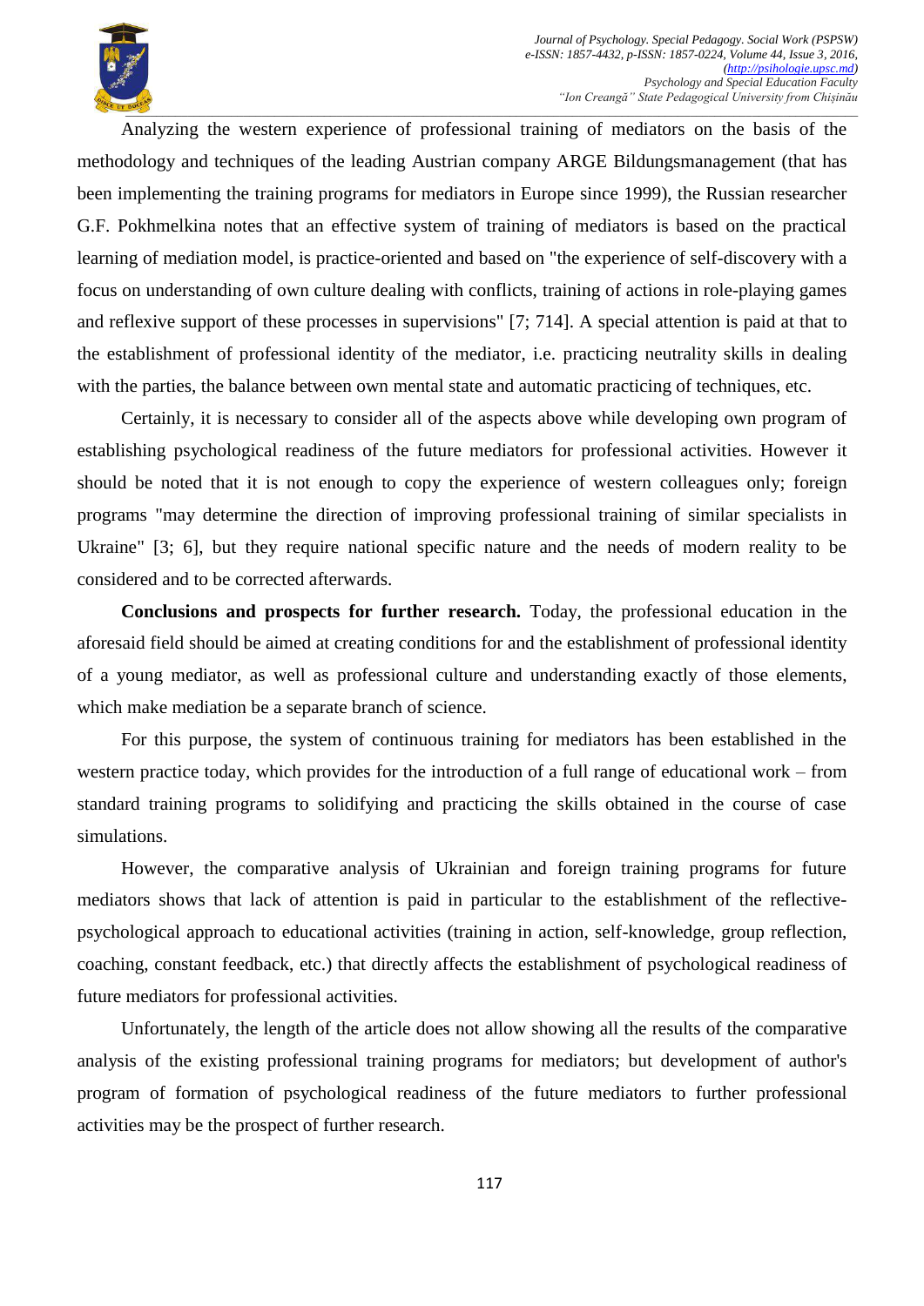Analyzing the western experience of professional training of mediators on the basis of the methodology and techniques of the leading Austrian company ARGE Bildungsmanagement (that has been implementing the training programs for mediators in Europe since 1999), the Russian researcher G.F. Pokhmelkina notes that an effective system of training of mediators is based on the practical learning of mediation model, is practice-oriented and based on "the experience of self-discovery with a focus on understanding of own culture dealing with conflicts, training of actions in role-playing games and reflexive support of these processes in supervisions" [7; 714]. A special attention is paid at that to the establishment of professional identity of the mediator, i.e. practicing neutrality skills in dealing with the parties, the balance between own mental state and automatic practicing of techniques, etc.

Certainly, it is necessary to consider all of the aspects above while developing own program of establishing psychological readiness of the future mediators for professional activities. However it should be noted that it is not enough to copy the experience of western colleagues only; foreign programs "may determine the direction of improving professional training of similar specialists in Ukraine" [3; 6], but they require national specific nature and the needs of modern reality to be considered and to be corrected afterwards.

**Conclusions and prospects for further research.** Today, the professional education in the aforesaid field should be aimed at creating conditions for and the establishment of professional identity of a young mediator, as well as professional culture and understanding exactly of those elements, which make mediation be a separate branch of science.

For this purpose, the system of continuous training for mediators has been established in the western practice today, which provides for the introduction of a full range of educational work – from standard training programs to solidifying and practicing the skills obtained in the course of case simulations.

However, the comparative analysis of Ukrainian and foreign training programs for future mediators shows that lack of attention is paid in particular to the establishment of the reflective-psychological approach to educational activities (training in action, self-knowledge, group reflection, coaching, constant feedback, etc.) that directly affects the establishment of psychological readiness of future mediators for professional activities.

Unfortunately, the length of the article does not allow showing all the results of the comparative analysis of the existing professional training programs for mediators; but development of author's program of formation of psychological readiness of the future mediators to further professional activities may be the prospect of further research.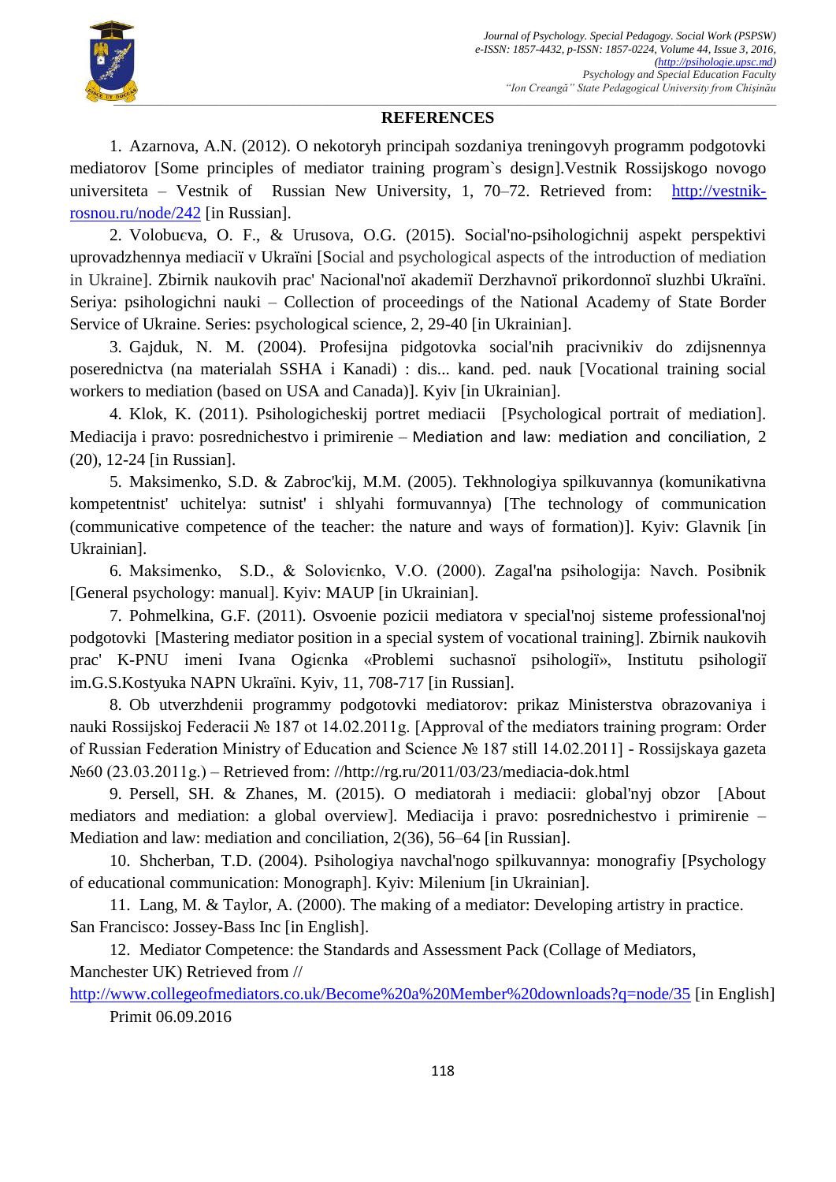## REFERENCES

1. Azarnova, A.N. (2012). O nekotoryh principah sozdaniya treningovyh programm podgotovki mediatorov [Some principles of mediator training program`s design].Vestnik Rossijskogo novogo universiteta – Vestnik of Russian New University, 1, 70–72. Retrieved from: http://vestnik-rosnou.ru/node/242 [in Russian].

2. Volobuєva, O. F., & Urusova, O.G. (2015). Social'no-psihologichnij aspekt perspektivi uprovadzhennya mediacії v Ukraїni [Social and psychological aspects of the introduction of mediation in Ukraine]. Zbirnik naukovih prac' Nacional'noї akademiї Derzhavnoї prikordonnoї sluzhbi Ukraїni. Seriya: psihologichni nauki – Collection of proceedings of the National Academy of State Border Service of Ukraine. Series: psychological science, 2, 29-40 [in Ukrainian].

3. Gajduk, N. M. (2004). Profesijna pidgotovka social'nih pracivnikiv do zdijsnennya poserednictva (na materialah SSHA i Kanadi) : dis... kand. ped. nauk [Vocational training social workers to mediation (based on USA and Canada)]. Kyiv [in Ukrainian].

4. Klok, K. (2011). Psihologicheskij portret mediacii [Psychological portrait of mediation]. Mediacija i pravo: posrednichestvo i primirenie – Mediation and law: mediation and conciliation, 2 (20), 12-24 [in Russian].

5. Maksimenko, S.D. & Zabroc'kij, M.M. (2005). Tekhnologiya spilkuvannya (komunikativna kompetentnist' uchitelya: sutnist' i shlyahi formuvannya) [The technology of communication (communicative competence of the teacher: the nature and ways of formation)]. Kyiv: Glavnik [in Ukrainian].

6. Maksimenko, S.D., & Soloviєnko, V.O. (2000). Zagal'na psihologija: Navch. Posibnik [General psychology: manual]. Kyiv: MAUP [in Ukrainian].

7. Pohmelkina, G.F. (2011). Osvoenie pozicii mediatora v special'noj sisteme professional'noj podgotovki [Mastering mediator position in a special system of vocational training]. Zbirnik naukovih prac' K-PNU imeni Ivana Ogiєnka «Problemi suchasnoї psihologiї», Institutu psihologiї im.G.S.Kostyuka NAPN Ukraїni. Kyiv, 11, 708-717 [in Russian].

8. Ob utverzhdenii programmy podgotovki mediatorov: prikaz Ministerstva obrazovaniya i nauki Rossijskoj Federacii № 187 ot 14.02.2011g. [Approval of the mediators training program: Order of Russian Federation Ministry of Education and Science № 187 still 14.02.2011] - Rossijskaya gazeta №60 (23.03.2011g.) – Retrieved from: //http://rg.ru/2011/03/23/mediacia-dok.html

9. Persell, SH. & Zhanes, M. (2015). O mediatorah i mediacii: global'nyj obzor [About mediators and mediation: a global overview]. Mediacija i pravo: posrednichestvo i primirenie – Mediation and law: mediation and conciliation, 2(36), 56–64 [in Russian].

10. Shcherban, T.D. (2004). Psihologiya navchal'nogo spilkuvannya: monografiy [Psychology of educational communication: Monograph]. Kyiv: Milenium [in Ukrainian].

11. Lang, M. & Taylor, A. (2000). The making of a mediator: Developing artistry in practice. San Francisco: Jossey-Bass Inc [in English].

12. Mediator Competence: the Standards and Assessment Pack (Collage of Mediators, Manchester UK) Retrieved from // http://www.collegeofmediators.co.uk/Become%20a%20Member%20downloads?q=node/35 [in English]

Primit 06.09.2016